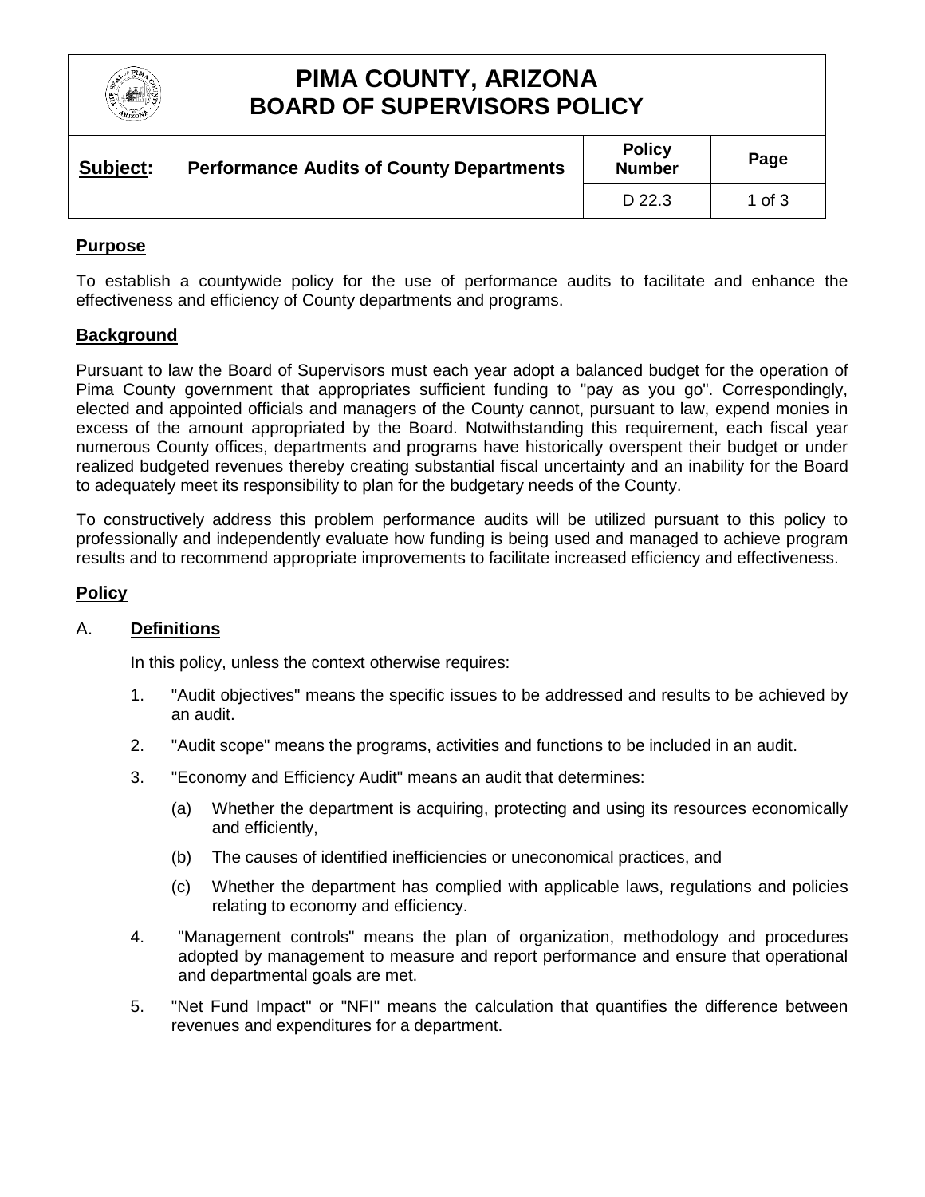# PIMA COUNTY, ARIZONA
# BOARD OF SUPERVISORS POLICY

| Subject: | Performance Audits of County Departments | Policy Number | Page |
|---|---|---|---|
| | | D 22.3 | 1 of 3 |

## Purpose

To establish a countywide policy for the use of performance audits to facilitate and enhance the effectiveness and efficiency of County departments and programs.

## Background

Pursuant to law the Board of Supervisors must each year adopt a balanced budget for the operation of Pima County government that appropriates sufficient funding to "pay as you go". Correspondingly, elected and appointed officials and managers of the County cannot, pursuant to law, expend monies in excess of the amount appropriated by the Board. Notwithstanding this requirement, each fiscal year numerous County offices, departments and programs have historically overspent their budget or under realized budgeted revenues thereby creating substantial fiscal uncertainty and an inability for the Board to adequately meet its responsibility to plan for the budgetary needs of the County.

To constructively address this problem performance audits will be utilized pursuant to this policy to professionally and independently evaluate how funding is being used and managed to achieve program results and to recommend appropriate improvements to facilitate increased efficiency and effectiveness.

## Policy

### A. Definitions

In this policy, unless the context otherwise requires:

1. "Audit objectives" means the specific issues to be addressed and results to be achieved by an audit.
2. "Audit scope" means the programs, activities and functions to be included in an audit.
3. "Economy and Efficiency Audit" means an audit that determines:
   (a) Whether the department is acquiring, protecting and using its resources economically and efficiently,
   (b) The causes of identified inefficiencies or uneconomical practices, and
   (c) Whether the department has complied with applicable laws, regulations and policies relating to economy and efficiency.
4. "Management controls" means the plan of organization, methodology and procedures adopted by management to measure and report performance and ensure that operational and departmental goals are met.
5. "Net Fund Impact" or "NFI" means the calculation that quantifies the difference between revenues and expenditures for a department.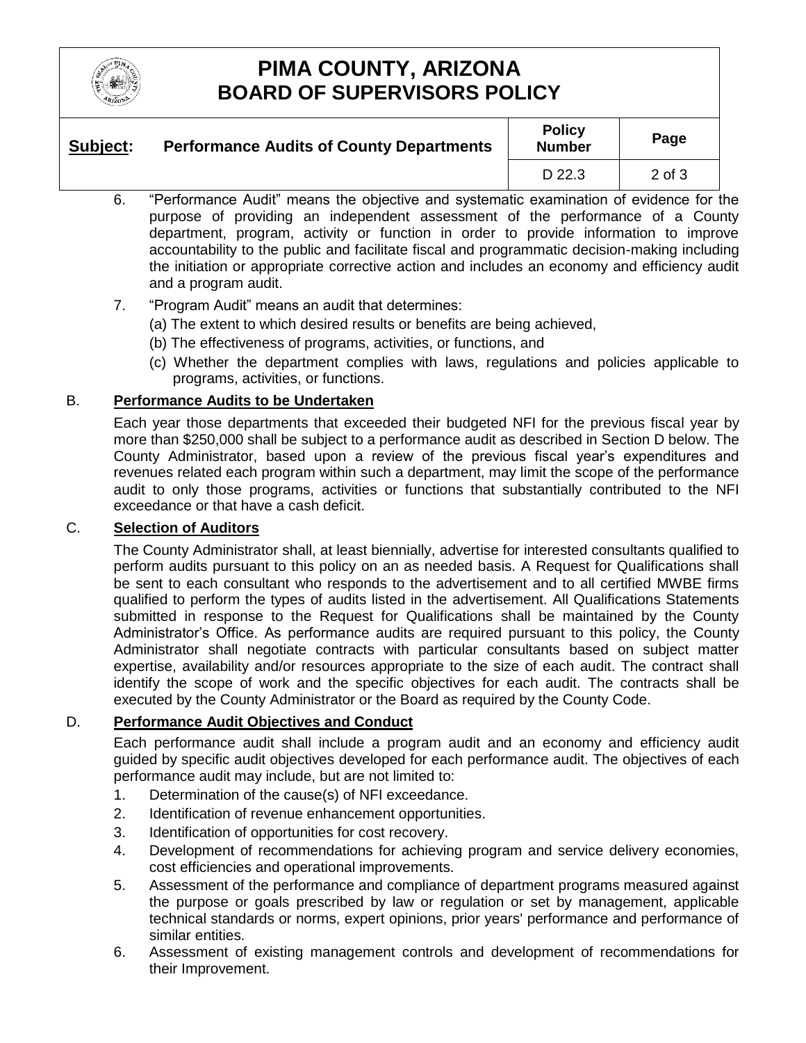6. "Performance Audit" means the objective and systematic examination of evidence for the purpose of providing an independent assessment of the performance of a County department, program, activity or function in order to provide information to improve accountability to the public and facilitate fiscal and programmatic decision-making including the initiation or appropriate corrective action and includes an economy and efficiency audit and a program audit.

7. "Program Audit" means an audit that determines:
   (a) The extent to which desired results or benefits are being achieved,
   (b) The effectiveness of programs, activities, or functions, and
   (c) Whether the department complies with laws, regulations and policies applicable to programs, activities, or functions.

## B. Performance Audits to be Undertaken

Each year those departments that exceeded their budgeted NFI for the previous fiscal year by more than $250,000 shall be subject to a performance audit as described in Section D below. The County Administrator, based upon a review of the previous fiscal year's expenditures and revenues related each program within such a department, may limit the scope of the performance audit to only those programs, activities or functions that substantially contributed to the NFI exceedance or that have a cash deficit.

## C. Selection of Auditors

The County Administrator shall, at least biennially, advertise for interested consultants qualified to perform audits pursuant to this policy on an as needed basis. A Request for Qualifications shall be sent to each consultant who responds to the advertisement and to all certified MWBE firms qualified to perform the types of audits listed in the advertisement. All Qualifications Statements submitted in response to the Request for Qualifications shall be maintained by the County Administrator's Office. As performance audits are required pursuant to this policy, the County Administrator shall negotiate contracts with particular consultants based on subject matter expertise, availability and/or resources appropriate to the size of each audit. The contract shall identify the scope of work and the specific objectives for each audit. The contracts shall be executed by the County Administrator or the Board as required by the County Code.

## D. Performance Audit Objectives and Conduct

Each performance audit shall include a program audit and an economy and efficiency audit guided by specific audit objectives developed for each performance audit. The objectives of each performance audit may include, but are not limited to:

1. Determination of the cause(s) of NFI exceedance.
2. Identification of revenue enhancement opportunities.
3. Identification of opportunities for cost recovery.
4. Development of recommendations for achieving program and service delivery economies, cost efficiencies and operational improvements.
5. Assessment of the performance and compliance of department programs measured against the purpose or goals prescribed by law or regulation or set by management, applicable technical standards or norms, expert opinions, prior years' performance and performance of similar entities.
6. Assessment of existing management controls and development of recommendations for their Improvement.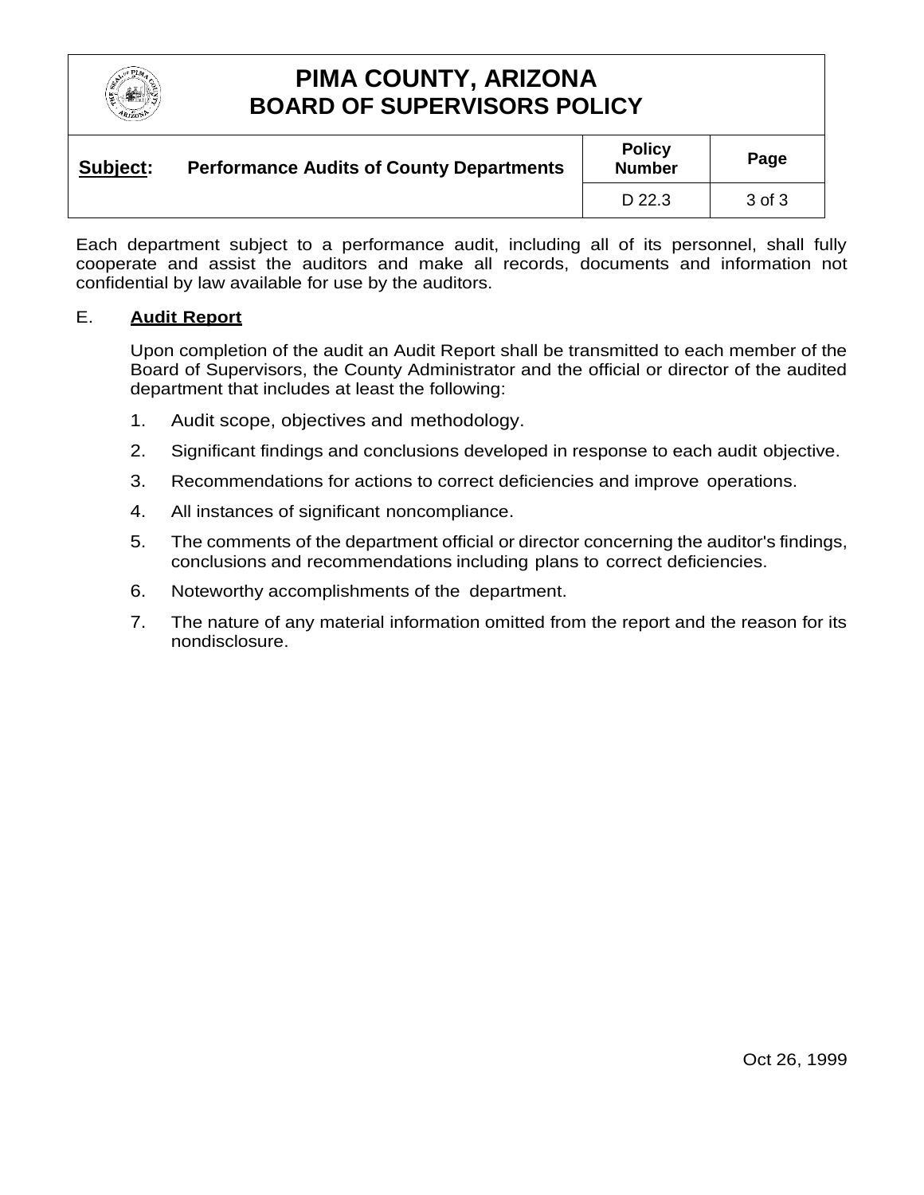Each department subject to a performance audit, including all of its personnel, shall fully cooperate and assist the auditors and make all records, documents and information not confidential by law available for use by the auditors.

E. **Audit Report**

Upon completion of the audit an Audit Report shall be transmitted to each member of the Board of Supervisors, the County Administrator and the official or director of the audited department that includes at least the following:

1. Audit scope, objectives and methodology.
2. Significant findings and conclusions developed in response to each audit objective.
3. Recommendations for actions to correct deficiencies and improve operations.
4. All instances of significant noncompliance.
5. The comments of the department official or director concerning the auditor's findings, conclusions and recommendations including plans to correct deficiencies.
6. Noteworthy accomplishments of the department.
7. The nature of any material information omitted from the report and the reason for its nondisclosure.

Oct 26, 1999